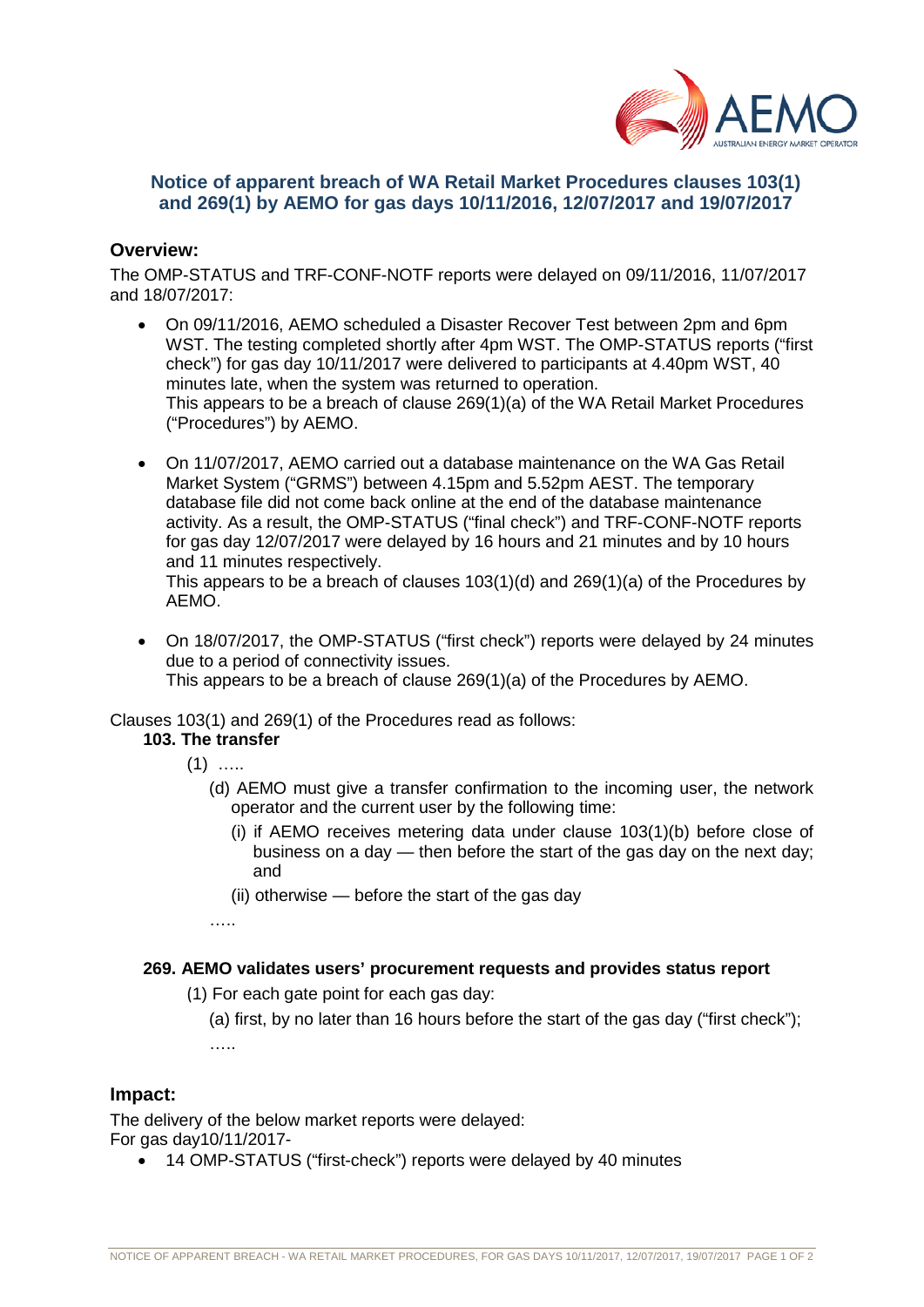## Notice of apparent breach of WA Retail Market Procedures clauses 103(1) and 269(1) by AEMO for gas days 10/11/2016, 12/07/2017 and 19/07/2017

### Overview:

The OMP-STATUS and TRF-CONF-NOTF reports were delayed on 09/11/2016, 11/07/2017 and 18/07/2017:

- On 09/11/2016, AEMO scheduled a Disaster Recover Test between 2pm and 6pm WST. The testing completed shortly after 4pm WST. The OMP-STATUS reports ("first check") for gas day 10/11/2017 were delivered to participants at 4.40pm WST, 40 minutes late, when the system was returned to operation.
  This appears to be a breach of clause 269(1)(a) of the WA Retail Market Procedures ("Procedures") by AEMO.
- On 11/07/2017, AEMO carried out a database maintenance on the WA Gas Retail Market System ("GRMS") between 4.15pm and 5.52pm AEST. The temporary database file did not come back online at the end of the database maintenance activity. As a result, the OMP-STATUS ("final check") and TRF-CONF-NOTF reports for gas day 12/07/2017 were delayed by 16 hours and 21 minutes and by 10 hours and 11 minutes respectively.
  This appears to be a breach of clauses 103(1)(d) and 269(1)(a) of the Procedures by AEMO.
- On 18/07/2017, the OMP-STATUS ("first check") reports were delayed by 24 minutes due to a period of connectivity issues.
  This appears to be a breach of clause 269(1)(a) of the Procedures by AEMO.

Clauses 103(1) and 269(1) of the Procedures read as follows:

**103. The transfer**

(1) …..

(d) AEMO must give a transfer confirmation to the incoming user, the network operator and the current user by the following time:

(i) if AEMO receives metering data under clause 103(1)(b) before close of business on a day — then before the start of the gas day on the next day; and

(ii) otherwise — before the start of the gas day

…..

**269. AEMO validates users' procurement requests and provides status report**

(1) For each gate point for each gas day:

(a) first, by no later than 16 hours before the start of the gas day ("first check");

…..

### Impact:

The delivery of the below market reports were delayed:
For gas day10/11/2017-

- 14 OMP-STATUS ("first-check") reports were delayed by 40 minutes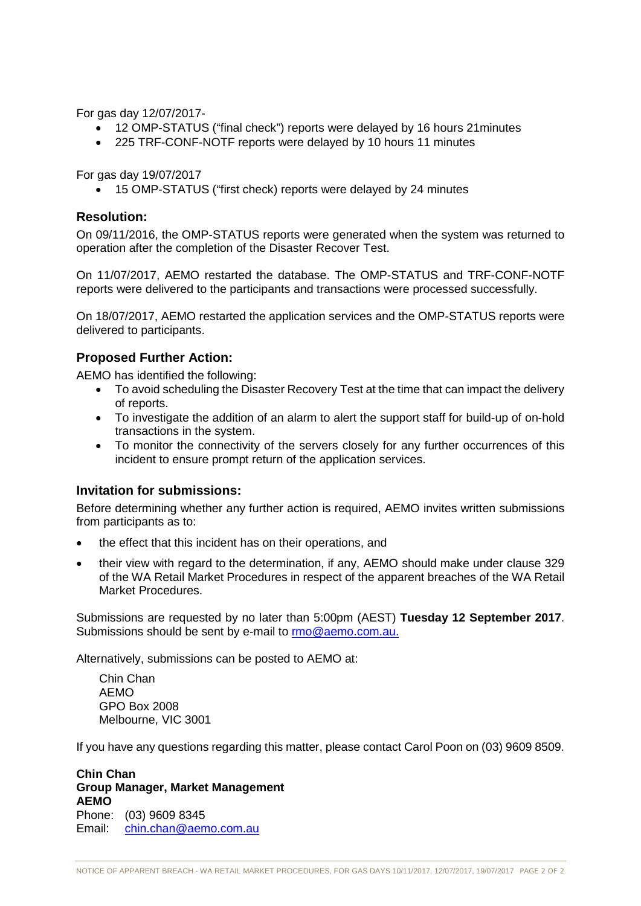For gas day 12/07/2017-

- 12 OMP-STATUS ("final check") reports were delayed by 16 hours 21minutes
- 225 TRF-CONF-NOTF reports were delayed by 10 hours 11 minutes

For gas day 19/07/2017

- 15 OMP-STATUS ("first check) reports were delayed by 24 minutes

## Resolution:

On 09/11/2016, the OMP-STATUS reports were generated when the system was returned to operation after the completion of the Disaster Recover Test.

On 11/07/2017, AEMO restarted the database. The OMP-STATUS and TRF-CONF-NOTF reports were delivered to the participants and transactions were processed successfully.

On 18/07/2017, AEMO restarted the application services and the OMP-STATUS reports were delivered to participants.

## Proposed Further Action:

AEMO has identified the following:

- To avoid scheduling the Disaster Recovery Test at the time that can impact the delivery of reports.
- To investigate the addition of an alarm to alert the support staff for build-up of on-hold transactions in the system.
- To monitor the connectivity of the servers closely for any further occurrences of this incident to ensure prompt return of the application services.

## Invitation for submissions:

Before determining whether any further action is required, AEMO invites written submissions from participants as to:

- the effect that this incident has on their operations, and
- their view with regard to the determination, if any, AEMO should make under clause 329 of the WA Retail Market Procedures in respect of the apparent breaches of the WA Retail Market Procedures.

Submissions are requested by no later than 5:00pm (AEST) **Tuesday 12 September 2017**. Submissions should be sent by e-mail to rmo@aemo.com.au.

Alternatively, submissions can be posted to AEMO at:

Chin Chan
AEMO
GPO Box 2008
Melbourne, VIC 3001

If you have any questions regarding this matter, please contact Carol Poon on (03) 9609 8509.

**Chin Chan**
**Group Manager, Market Management**
**AEMO**
Phone: (03) 9609 8345
Email: chin.chan@aemo.com.au